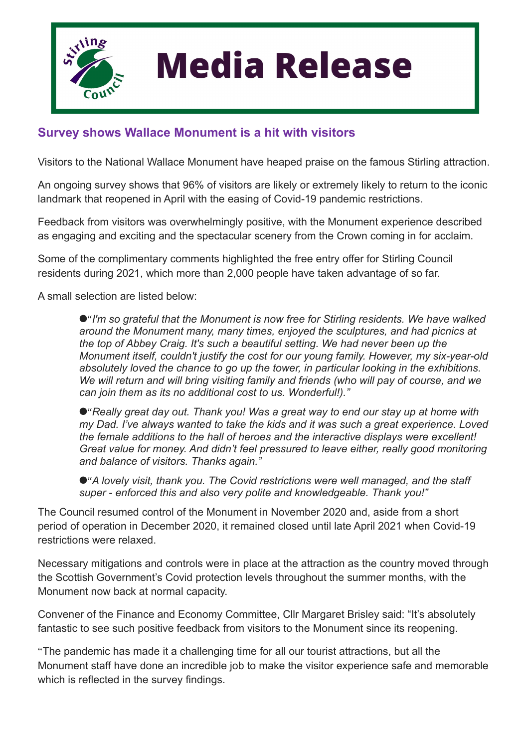# Media Release

## Survey shows Wallace Monument is a hit with visitors

Visitors to the National Wallace Monument have heaped praise on the famous Stirling attraction.

An ongoing survey shows that 96% of visitors are likely or extremely likely to return to the iconic landmark that reopened in April with the easing of Covid-19 pandemic restrictions.

Feedback from visitors was overwhelmingly positive, with the Monument experience described as engaging and exciting and the spectacular scenery from the Crown coming in for acclaim.

Some of the complimentary comments highlighted the free entry offer for Stirling Council residents during 2021, which more than 2,000 people have taken advantage of so far.

A small selection are listed below:

- "*I'm so grateful that the Monument is now free for Stirling residents. We have walked around the Monument many, many times, enjoyed the sculptures, and had picnics at the top of Abbey Craig. It's such a beautiful setting. We had never been up the Monument itself, couldn't justify the cost for our young family. However, my six-year-old absolutely loved the chance to go up the tower, in particular looking in the exhibitions. We will return and will bring visiting family and friends (who will pay of course, and we can join them as its no additional cost to us. Wonderful!).*"
- "*Really great day out. Thank you! Was a great way to end our stay up at home with my Dad. I've always wanted to take the kids and it was such a great experience. Loved the female additions to the hall of heroes and the interactive displays were excellent! Great value for money. And didn't feel pressured to leave either, really good monitoring and balance of visitors. Thanks again.*"
- "*A lovely visit, thank you. The Covid restrictions were well managed, and the staff super - enforced this and also very polite and knowledgeable. Thank you!*"

The Council resumed control of the Monument in November 2020 and, aside from a short period of operation in December 2020, it remained closed until late April 2021 when Covid-19 restrictions were relaxed.

Necessary mitigations and controls were in place at the attraction as the country moved through the Scottish Government's Covid protection levels throughout the summer months, with the Monument now back at normal capacity.

Convener of the Finance and Economy Committee, Cllr Margaret Brisley said: "It's absolutely fantastic to see such positive feedback from visitors to the Monument since its reopening.

"The pandemic has made it a challenging time for all our tourist attractions, but all the Monument staff have done an incredible job to make the visitor experience safe and memorable which is reflected in the survey findings.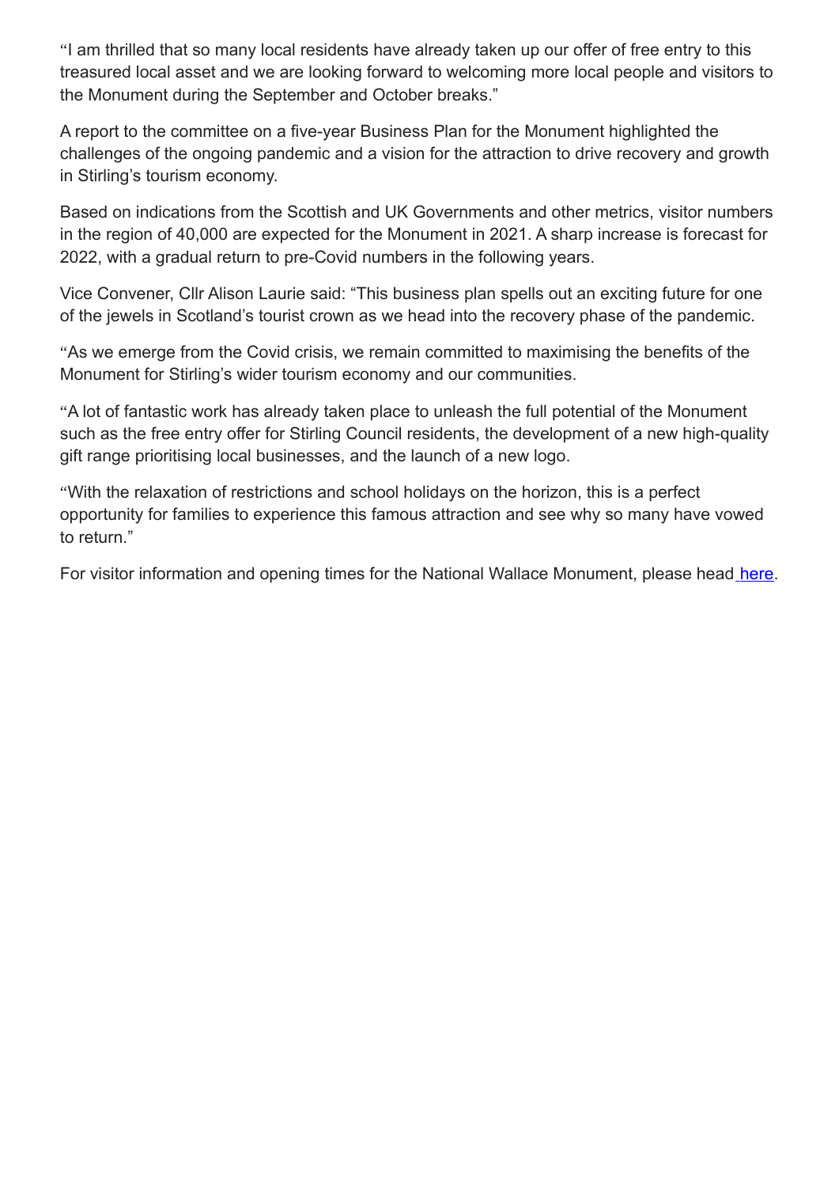"I am thrilled that so many local residents have already taken up our offer of free entry to this treasured local asset and we are looking forward to welcoming more local people and visitors to the Monument during the September and October breaks."

A report to the committee on a five-year Business Plan for the Monument highlighted the challenges of the ongoing pandemic and a vision for the attraction to drive recovery and growth in Stirling's tourism economy.

Based on indications from the Scottish and UK Governments and other metrics, visitor numbers in the region of 40,000 are expected for the Monument in 2021. A sharp increase is forecast for 2022, with a gradual return to pre-Covid numbers in the following years.

Vice Convener, Cllr Alison Laurie said: "This business plan spells out an exciting future for one of the jewels in Scotland's tourist crown as we head into the recovery phase of the pandemic.

"As we emerge from the Covid crisis, we remain committed to maximising the benefits of the Monument for Stirling's wider tourism economy and our communities.

"A lot of fantastic work has already taken place to unleash the full potential of the Monument such as the free entry offer for Stirling Council residents, the development of a new high-quality gift range prioritising local businesses, and the launch of a new logo.

"With the relaxation of restrictions and school holidays on the horizon, this is a perfect opportunity for families to experience this famous attraction and see why so many have vowed to return."

For visitor information and opening times for the National Wallace Monument, please head here.